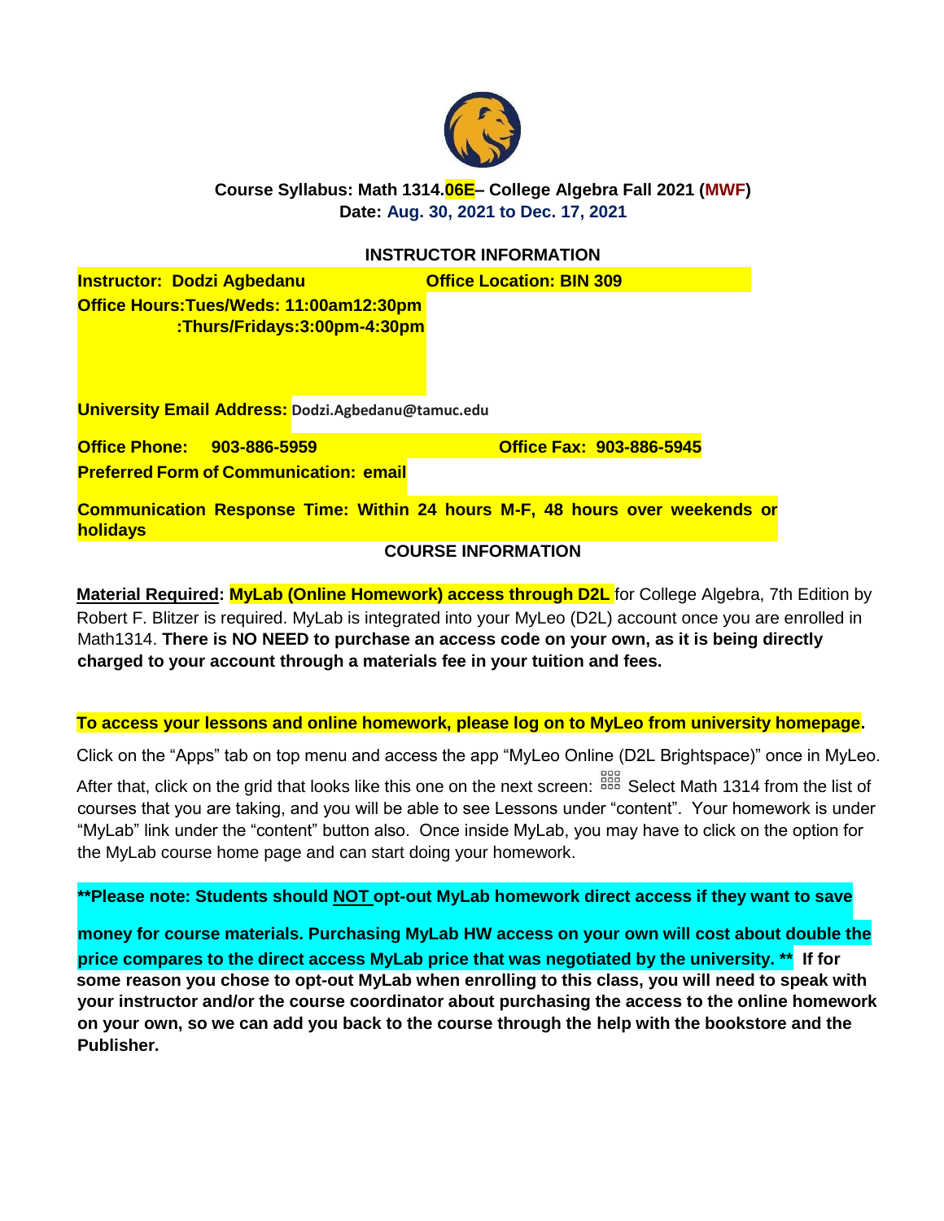**Course Syllabus: Math 1314.06E– College Algebra Fall 2021 (MWF)**
**Date: Aug. 30, 2021 to Dec. 17, 2021**

## INSTRUCTOR INFORMATION

**Instructor: Dodzi Agbedanu** **Office Location: BIN 309**

**Office Hours:Tues/Weds: 11:00am12:30pm**
**:Thurs/Fridays:3:00pm-4:30pm**

**University Email Address:** Dodzi.Agbedanu@tamuc.edu

**Office Phone: 903-886-5959** **Office Fax: 903-886-5945**

**Preferred Form of Communication: email**

**Communication Response Time: Within 24 hours M-F, 48 hours over weekends or holidays**

## COURSE INFORMATION

**Material Required: MyLab (Online Homework) access through D2L** for College Algebra, 7th Edition by Robert F. Blitzer is required. MyLab is integrated into your MyLeo (D2L) account once you are enrolled in Math1314. **There is NO NEED to purchase an access code on your own, as it is being directly charged to your account through a materials fee in your tuition and fees.**

**To access your lessons and online homework, please log on to MyLeo from university homepage.**

Click on the "Apps" tab on top menu and access the app "MyLeo Online (D2L Brightspace)" once in MyLeo.

After that, click on the grid that looks like this one on the next screen: Select Math 1314 from the list of courses that you are taking, and you will be able to see Lessons under "content". Your homework is under "MyLab" link under the "content" button also. Once inside MyLab, you may have to click on the option for the MyLab course home page and can start doing your homework.

**\*\*Please note: Students should NOT opt-out MyLab homework direct access if they want to save money for course materials. Purchasing MyLab HW access on your own will cost about double the price compares to the direct access MyLab price that was negotiated by the university. \*\* If for some reason you chose to opt-out MyLab when enrolling to this class, you will need to speak with your instructor and/or the course coordinator about purchasing the access to the online homework on your own, so we can add you back to the course through the help with the bookstore and the Publisher.**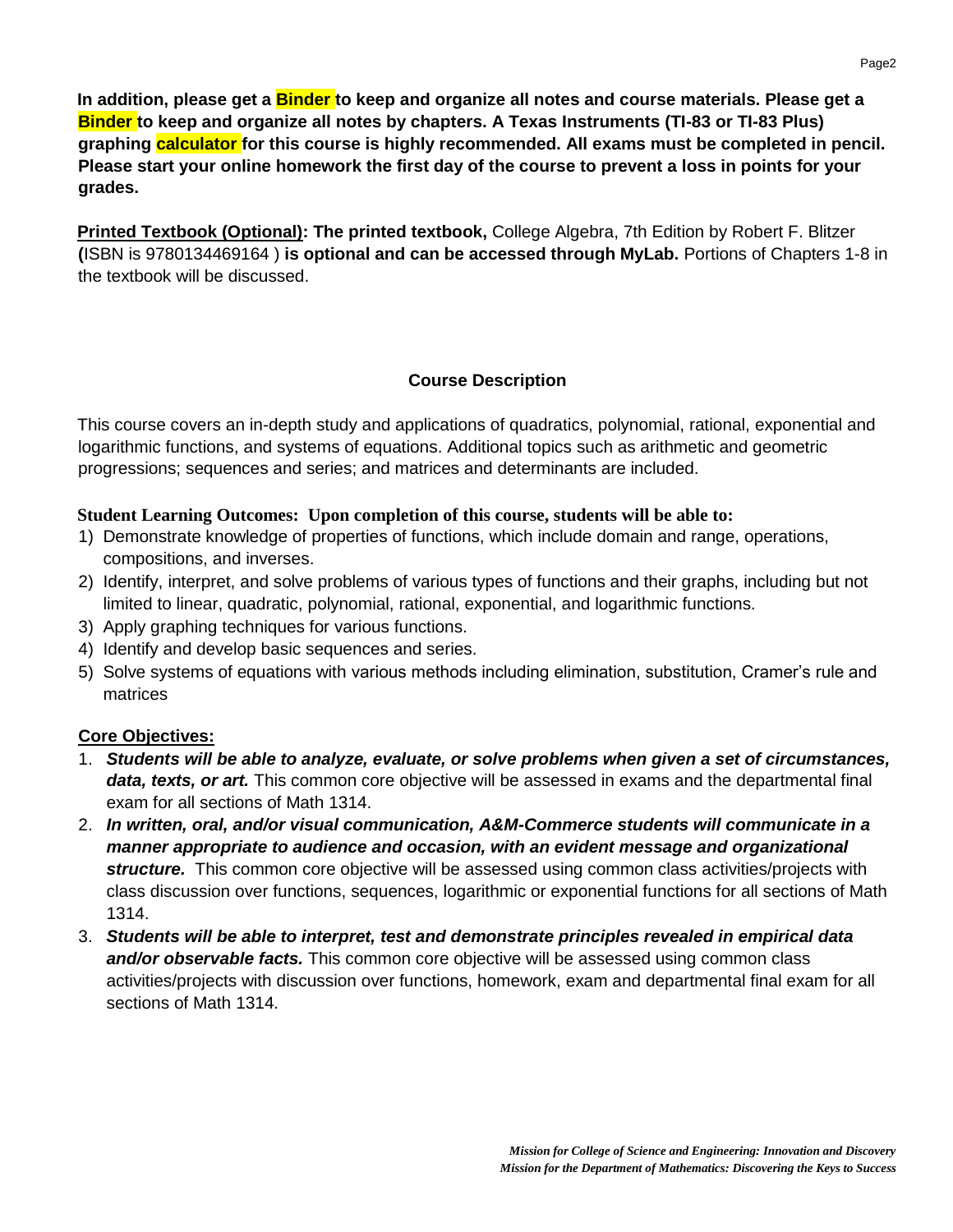**In addition, please get a Binder to keep and organize all notes and course materials. Please get a Binder to keep and organize all notes by chapters. A Texas Instruments (TI-83 or TI-83 Plus) graphing calculator for this course is highly recommended. All exams must be completed in pencil. Please start your online homework the first day of the course to prevent a loss in points for your grades.**

**Printed Textbook (Optional): The printed textbook,** College Algebra, 7th Edition by Robert F. Blitzer **(**ISBN is 9780134469164 ) **is optional and can be accessed through MyLab.** Portions of Chapters 1-8 in the textbook will be discussed.

## Course Description

This course covers an in-depth study and applications of quadratics, polynomial, rational, exponential and logarithmic functions, and systems of equations. Additional topics such as arithmetic and geometric progressions; sequences and series; and matrices and determinants are included.

**Student Learning Outcomes: Upon completion of this course, students will be able to:**

1) Demonstrate knowledge of properties of functions, which include domain and range, operations, compositions, and inverses.
2) Identify, interpret, and solve problems of various types of functions and their graphs, including but not limited to linear, quadratic, polynomial, rational, exponential, and logarithmic functions.
3) Apply graphing techniques for various functions.
4) Identify and develop basic sequences and series.
5) Solve systems of equations with various methods including elimination, substitution, Cramer's rule and matrices

**Core Objectives:**

1. ***Students will be able to analyze, evaluate, or solve problems when given a set of circumstances, data, texts, or art.*** This common core objective will be assessed in exams and the departmental final exam for all sections of Math 1314.
2. ***In written, oral, and/or visual communication, A&M-Commerce students will communicate in a manner appropriate to audience and occasion, with an evident message and organizational structure.*** This common core objective will be assessed using common class activities/projects with class discussion over functions, sequences, logarithmic or exponential functions for all sections of Math 1314.
3. ***Students will be able to interpret, test and demonstrate principles revealed in empirical data and/or observable facts.*** This common core objective will be assessed using common class activities/projects with discussion over functions, homework, exam and departmental final exam for all sections of Math 1314.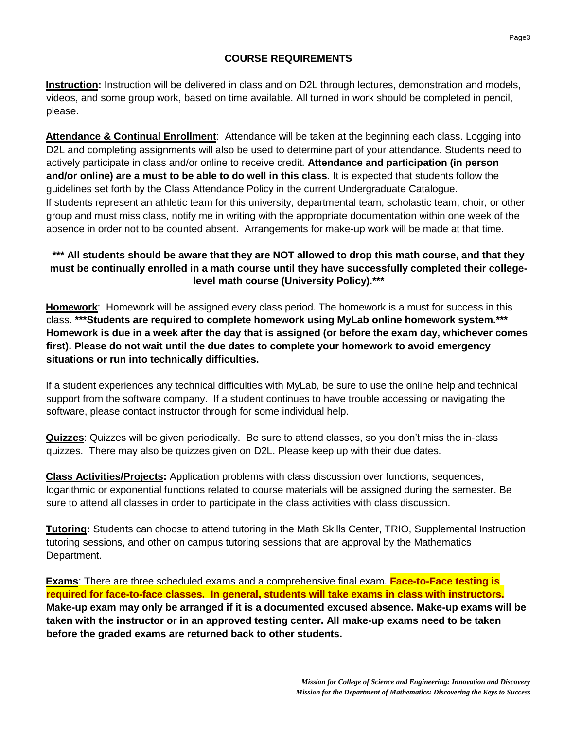## COURSE REQUIREMENTS

**Instruction:** Instruction will be delivered in class and on D2L through lectures, demonstration and models, videos, and some group work, based on time available. All turned in work should be completed in pencil, please.

**Attendance & Continual Enrollment**: Attendance will be taken at the beginning each class. Logging into D2L and completing assignments will also be used to determine part of your attendance. Students need to actively participate in class and/or online to receive credit. **Attendance and participation (in person and/or online) are a must to be able to do well in this class**. It is expected that students follow the guidelines set forth by the Class Attendance Policy in the current Undergraduate Catalogue.
If students represent an athletic team for this university, departmental team, scholastic team, choir, or other group and must miss class, notify me in writing with the appropriate documentation within one week of the absence in order not to be counted absent. Arrangements for make-up work will be made at that time.

**\*\*\* All students should be aware that they are NOT allowed to drop this math course, and that they must be continually enrolled in a math course until they have successfully completed their college-level math course (University Policy).\*\*\***

**Homework**: Homework will be assigned every class period. The homework is a must for success in this class. **\*\*\*Students are required to complete homework using MyLab online homework system.\*\*\* Homework is due in a week after the day that is assigned (or before the exam day, whichever comes first). Please do not wait until the due dates to complete your homework to avoid emergency situations or run into technically difficulties.**

If a student experiences any technical difficulties with MyLab, be sure to use the online help and technical support from the software company. If a student continues to have trouble accessing or navigating the software, please contact instructor through for some individual help.

**Quizzes**: Quizzes will be given periodically. Be sure to attend classes, so you don't miss the in-class quizzes. There may also be quizzes given on D2L. Please keep up with their due dates.

**Class Activities/Projects:** Application problems with class discussion over functions, sequences, logarithmic or exponential functions related to course materials will be assigned during the semester. Be sure to attend all classes in order to participate in the class activities with class discussion.

**Tutoring:** Students can choose to attend tutoring in the Math Skills Center, TRIO, Supplemental Instruction tutoring sessions, and other on campus tutoring sessions that are approval by the Mathematics Department.

**Exams**: There are three scheduled exams and a comprehensive final exam. **Face-to-Face testing is required for face-to-face classes. In general, students will take exams in class with instructors. Make-up exam may only be arranged if it is a documented excused absence. Make-up exams will be taken with the instructor or in an approved testing center. All make-up exams need to be taken before the graded exams are returned back to other students.**

*Mission for College of Science and Engineering: Innovation and Discovery*
*Mission for the Department of Mathematics: Discovering the Keys to Success*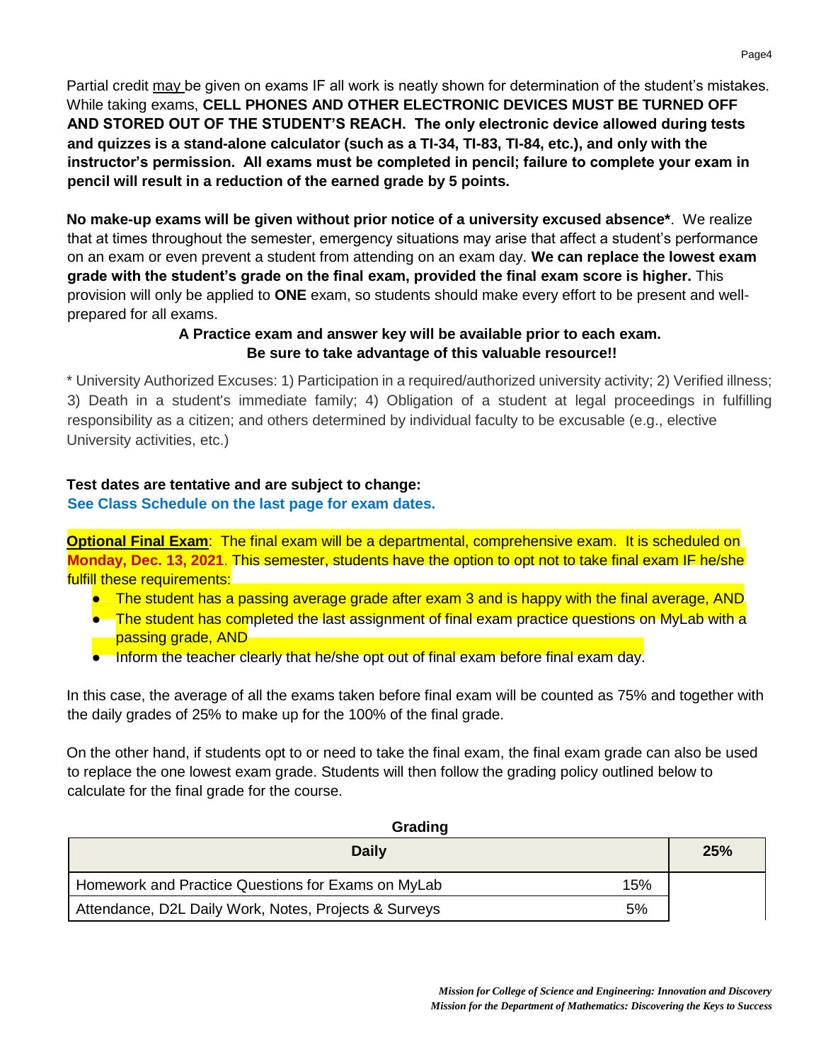Partial credit may be given on exams IF all work is neatly shown for determination of the student's mistakes. While taking exams, **CELL PHONES AND OTHER ELECTRONIC DEVICES MUST BE TURNED OFF AND STORED OUT OF THE STUDENT'S REACH. The only electronic device allowed during tests and quizzes is a stand-alone calculator (such as a TI-34, TI-83, TI-84, etc.), and only with the instructor's permission. All exams must be completed in pencil; failure to complete your exam in pencil will result in a reduction of the earned grade by 5 points.**

**No make-up exams will be given without prior notice of a university excused absence***. We realize that at times throughout the semester, emergency situations may arise that affect a student's performance on an exam or even prevent a student from attending on an exam day. **We can replace the lowest exam grade with the student's grade on the final exam, provided the final exam score is higher.** This provision will only be applied to **ONE** exam, so students should make every effort to be present and well-prepared for all exams.

**A Practice exam and answer key will be available prior to each exam.**
**Be sure to take advantage of this valuable resource!!**

* University Authorized Excuses: 1) Participation in a required/authorized university activity; 2) Verified illness; 3) Death in a student's immediate family; 4) Obligation of a student at legal proceedings in fulfilling responsibility as a citizen; and others determined by individual faculty to be excusable (e.g., elective University activities, etc.)

**Test dates are tentative and are subject to change:**
**See Class Schedule on the last page for exam dates.**

**Optional Final Exam**: The final exam will be a departmental, comprehensive exam. It is scheduled on **Monday, Dec. 13, 2021**. This semester, students have the option to opt not to take final exam IF he/she fulfill these requirements:

- The student has a passing average grade after exam 3 and is happy with the final average, AND
- The student has completed the last assignment of final exam practice questions on MyLab with a passing grade, AND
- Inform the teacher clearly that he/she opt out of final exam before final exam day.

In this case, the average of all the exams taken before final exam will be counted as 75% and together with the daily grades of 25% to make up for the 100% of the final grade.

On the other hand, if students opt to or need to take the final exam, the final exam grade can also be used to replace the one lowest exam grade. Students will then follow the grading policy outlined below to calculate for the final grade for the course.

**Grading**

| **Daily** | | **25%** |
| --- | --- | --- |
| Homework and Practice Questions for Exams on MyLab | 15% | |
| Attendance, D2L Daily Work, Notes, Projects & Surveys | 5% | |

*Mission for College of Science and Engineering: Innovation and Discovery*
*Mission for the Department of Mathematics: Discovering the Keys to Success*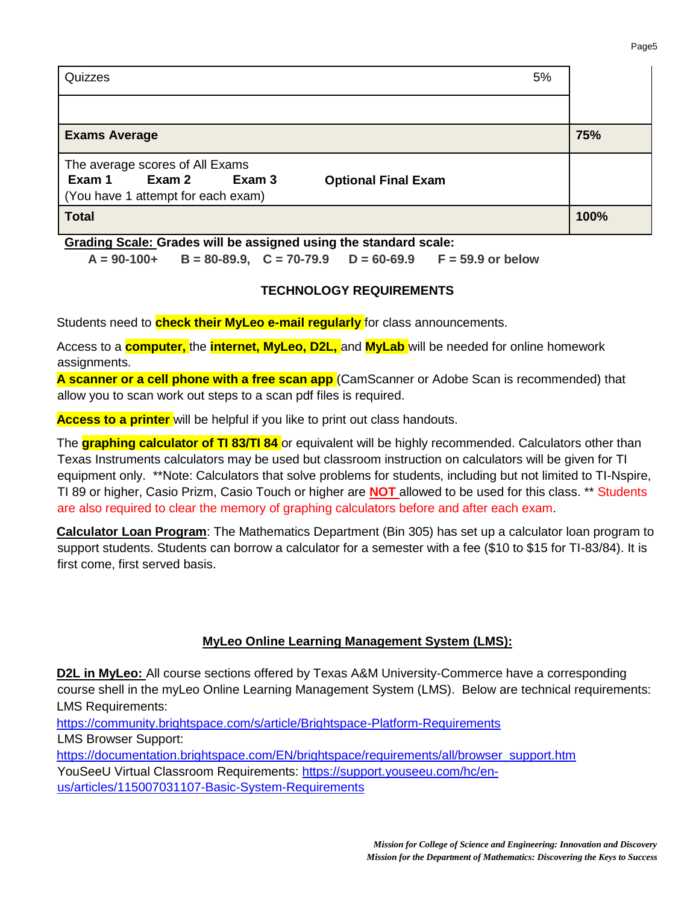| | |
|---|---|
| Quizzes 5% | |
| | |
| **Exams Average** | **75%** |
| The average scores of All Exams<br>**Exam 1 Exam 2 Exam 3 Optional Final Exam**<br>(You have 1 attempt for each exam) | |
| **Total** | **100%** |

**Grading Scale: Grades will be assigned using the standard scale:**

**A = 90-100+ B = 80-89.9, C = 70-79.9 D = 60-69.9 F = 59.9 or below**

## TECHNOLOGY REQUIREMENTS

Students need to **check their MyLeo e-mail regularly** for class announcements.

Access to a **computer,** the **internet, MyLeo, D2L,** and **MyLab** will be needed for online homework assignments.

**A scanner or a cell phone with a free scan app** (CamScanner or Adobe Scan is recommended) that allow you to scan work out steps to a scan pdf files is required.

**Access to a printer** will be helpful if you like to print out class handouts.

The **graphing calculator of TI 83/TI 84** or equivalent will be highly recommended. Calculators other than Texas Instruments calculators may be used but classroom instruction on calculators will be given for TI equipment only. **Note: Calculators that solve problems for students, including but not limited to TI-Nspire, TI 89 or higher, Casio Prizm, Casio Touch or higher are **NOT** allowed to be used for this class. ** Students are also required to clear the memory of graphing calculators before and after each exam.

**Calculator Loan Program**: The Mathematics Department (Bin 305) has set up a calculator loan program to support students. Students can borrow a calculator for a semester with a fee ($10 to $15 for TI-83/84). It is first come, first served basis.

## MyLeo Online Learning Management System (LMS):

**D2L in MyLeo:** All course sections offered by Texas A&M University-Commerce have a corresponding course shell in the myLeo Online Learning Management System (LMS). Below are technical requirements:

LMS Requirements:
https://community.brightspace.com/s/article/Brightspace-Platform-Requirements

LMS Browser Support:
https://documentation.brightspace.com/EN/brightspace/requirements/all/browser_support.htm

YouSeeU Virtual Classroom Requirements: https://support.youseeu.com/hc/en-us/articles/115007031107-Basic-System-Requirements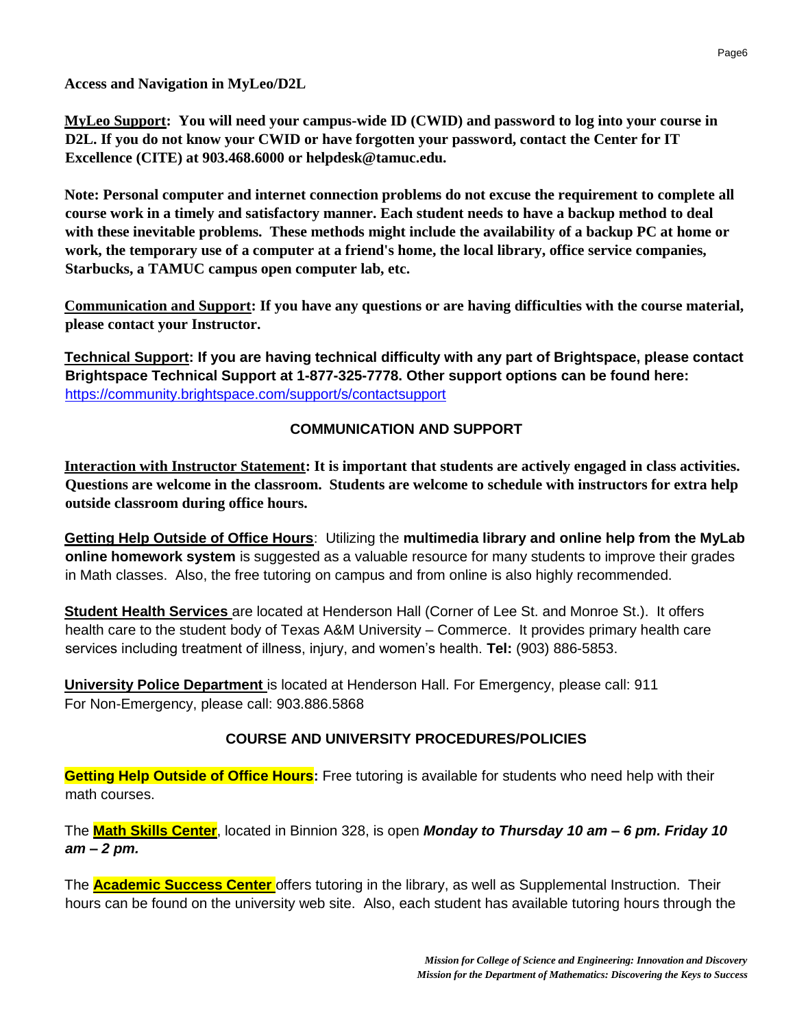**Access and Navigation in MyLeo/D2L**

**<u>MyLeo Support</u>: You will need your campus-wide ID (CWID) and password to log into your course in D2L. If you do not know your CWID or have forgotten your password, contact the Center for IT Excellence (CITE) at 903.468.6000 or helpdesk@tamuc.edu.**

**Note: Personal computer and internet connection problems do not excuse the requirement to complete all course work in a timely and satisfactory manner. Each student needs to have a backup method to deal with these inevitable problems. These methods might include the availability of a backup PC at home or work, the temporary use of a computer at a friend's home, the local library, office service companies, Starbucks, a TAMUC campus open computer lab, etc.**

**<u>Communication and Support</u>: If you have any questions or are having difficulties with the course material, please contact your Instructor.**

**<u>Technical Support</u>: If you are having technical difficulty with any part of Brightspace, please contact Brightspace Technical Support at 1-877-325-7778. Other support options can be found here:** https://community.brightspace.com/support/s/contactsupport

## COMMUNICATION AND SUPPORT

**<u>Interaction with Instructor Statement</u>: It is important that students are actively engaged in class activities. Questions are welcome in the classroom. Students are welcome to schedule with instructors for extra help outside classroom during office hours.**

**<u>Getting Help Outside of Office Hours</u>**: Utilizing the **multimedia library and online help from the MyLab online homework system** is suggested as a valuable resource for many students to improve their grades in Math classes. Also, the free tutoring on campus and from online is also highly recommended.

**<u>Student Health Services</u>** are located at Henderson Hall (Corner of Lee St. and Monroe St.). It offers health care to the student body of Texas A&M University – Commerce. It provides primary health care services including treatment of illness, injury, and women's health. **Tel:** (903) 886-5853.

**<u>University Police Department</u>** is located at Henderson Hall. For Emergency, please call: 911
For Non-Emergency, please call: 903.886.5868

## COURSE AND UNIVERSITY PROCEDURES/POLICIES

**Getting Help Outside of Office Hours:** Free tutoring is available for students who need help with their math courses.

The **<u>Math Skills Center</u>**, located in Binnion 328, is open ***Monday to Thursday 10 am – 6 pm. Friday 10 am – 2 pm.***

The **<u>Academic Success Center</u>** offers tutoring in the library, as well as Supplemental Instruction. Their hours can be found on the university web site. Also, each student has available tutoring hours through the

*Mission for College of Science and Engineering: Innovation and Discovery*
*Mission for the Department of Mathematics: Discovering the Keys to Success*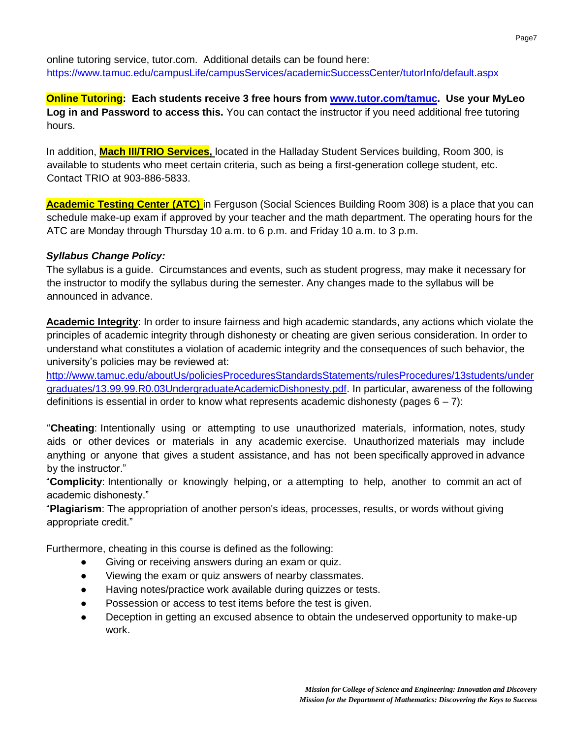online tutoring service, tutor.com. Additional details can be found here: https://www.tamuc.edu/campusLife/campusServices/academicSuccessCenter/tutorInfo/default.aspx

**Online Tutoring: Each students receive 3 free hours from www.tutor.com/tamuc. Use your MyLeo Log in and Password to access this.** You can contact the instructor if you need additional free tutoring hours.

In addition, **Mach III/TRIO Services,** located in the Halladay Student Services building, Room 300, is available to students who meet certain criteria, such as being a first-generation college student, etc. Contact TRIO at 903-886-5833.

**Academic Testing Center (ATC)** in Ferguson (Social Sciences Building Room 308) is a place that you can schedule make-up exam if approved by your teacher and the math department. The operating hours for the ATC are Monday through Thursday 10 a.m. to 6 p.m. and Friday 10 a.m. to 3 p.m.

***Syllabus Change Policy:***

The syllabus is a guide. Circumstances and events, such as student progress, may make it necessary for the instructor to modify the syllabus during the semester. Any changes made to the syllabus will be announced in advance.

**Academic Integrity**: In order to insure fairness and high academic standards, any actions which violate the principles of academic integrity through dishonesty or cheating are given serious consideration. In order to understand what constitutes a violation of academic integrity and the consequences of such behavior, the university's policies may be reviewed at: http://www.tamuc.edu/aboutUs/policiesProceduresStandardsStatements/rulesProcedures/13students/undergraduates/13.99.99.R0.03UndergraduateAcademicDishonesty.pdf. In particular, awareness of the following definitions is essential in order to know what represents academic dishonesty (pages 6 – 7):

"**Cheating**: Intentionally using or attempting to use unauthorized materials, information, notes, study aids or other devices or materials in any academic exercise. Unauthorized materials may include anything or anyone that gives a student assistance, and has not been specifically approved in advance by the instructor."

"**Complicity**: Intentionally or knowingly helping, or a attempting to help, another to commit an act of academic dishonesty."

"**Plagiarism**: The appropriation of another person's ideas, processes, results, or words without giving appropriate credit."

Furthermore, cheating in this course is defined as the following:

- Giving or receiving answers during an exam or quiz.
- Viewing the exam or quiz answers of nearby classmates.
- Having notes/practice work available during quizzes or tests.
- Possession or access to test items before the test is given.
- Deception in getting an excused absence to obtain the undeserved opportunity to make-up work.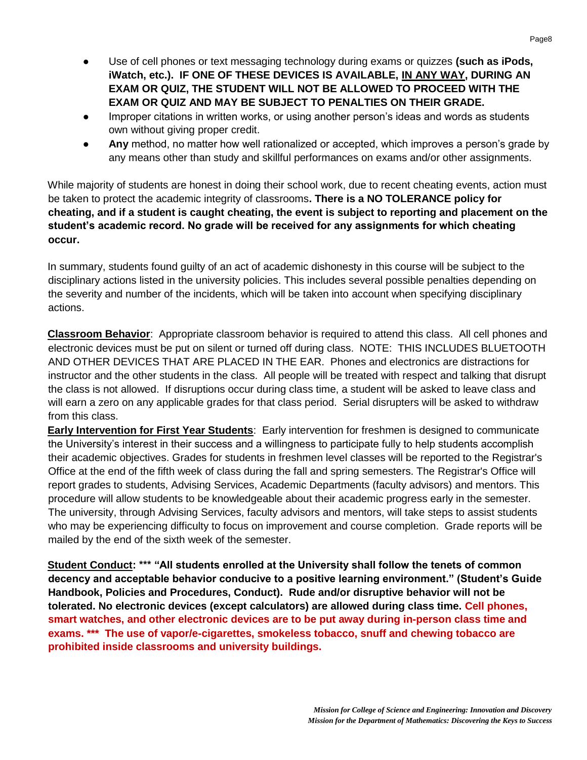- Use of cell phones or text messaging technology during exams or quizzes **(such as iPods, iWatch, etc.). IF ONE OF THESE DEVICES IS AVAILABLE, IN ANY WAY, DURING AN EXAM OR QUIZ, THE STUDENT WILL NOT BE ALLOWED TO PROCEED WITH THE EXAM OR QUIZ AND MAY BE SUBJECT TO PENALTIES ON THEIR GRADE.**
- Improper citations in written works, or using another person's ideas and words as students own without giving proper credit.
- **Any** method, no matter how well rationalized or accepted, which improves a person's grade by any means other than study and skillful performances on exams and/or other assignments.

While majority of students are honest in doing their school work, due to recent cheating events, action must be taken to protect the academic integrity of classrooms**. There is a NO TOLERANCE policy for cheating, and if a student is caught cheating, the event is subject to reporting and placement on the student's academic record. No grade will be received for any assignments for which cheating occur.**

In summary, students found guilty of an act of academic dishonesty in this course will be subject to the disciplinary actions listed in the university policies. This includes several possible penalties depending on the severity and number of the incidents, which will be taken into account when specifying disciplinary actions.

**Classroom Behavior**: Appropriate classroom behavior is required to attend this class. All cell phones and electronic devices must be put on silent or turned off during class. NOTE: THIS INCLUDES BLUETOOTH AND OTHER DEVICES THAT ARE PLACED IN THE EAR. Phones and electronics are distractions for instructor and the other students in the class. All people will be treated with respect and talking that disrupt the class is not allowed. If disruptions occur during class time, a student will be asked to leave class and will earn a zero on any applicable grades for that class period. Serial disrupters will be asked to withdraw from this class.

**Early Intervention for First Year Students**: Early intervention for freshmen is designed to communicate the University's interest in their success and a willingness to participate fully to help students accomplish their academic objectives. Grades for students in freshmen level classes will be reported to the Registrar's Office at the end of the fifth week of class during the fall and spring semesters. The Registrar's Office will report grades to students, Advising Services, Academic Departments (faculty advisors) and mentors. This procedure will allow students to be knowledgeable about their academic progress early in the semester. The university, through Advising Services, faculty advisors and mentors, will take steps to assist students who may be experiencing difficulty to focus on improvement and course completion. Grade reports will be mailed by the end of the sixth week of the semester.

**Student Conduct: \*\*\* "All students enrolled at the University shall follow the tenets of common decency and acceptable behavior conducive to a positive learning environment." (Student's Guide Handbook, Policies and Procedures, Conduct). Rude and/or disruptive behavior will not be tolerated. No electronic devices (except calculators) are allowed during class time. Cell phones, smart watches, and other electronic devices are to be put away during in-person class time and exams. \*\*\* The use of vapor/e-cigarettes, smokeless tobacco, snuff and chewing tobacco are prohibited inside classrooms and university buildings.**

*Mission for College of Science and Engineering: Innovation and Discovery*
*Mission for the Department of Mathematics: Discovering the Keys to Success*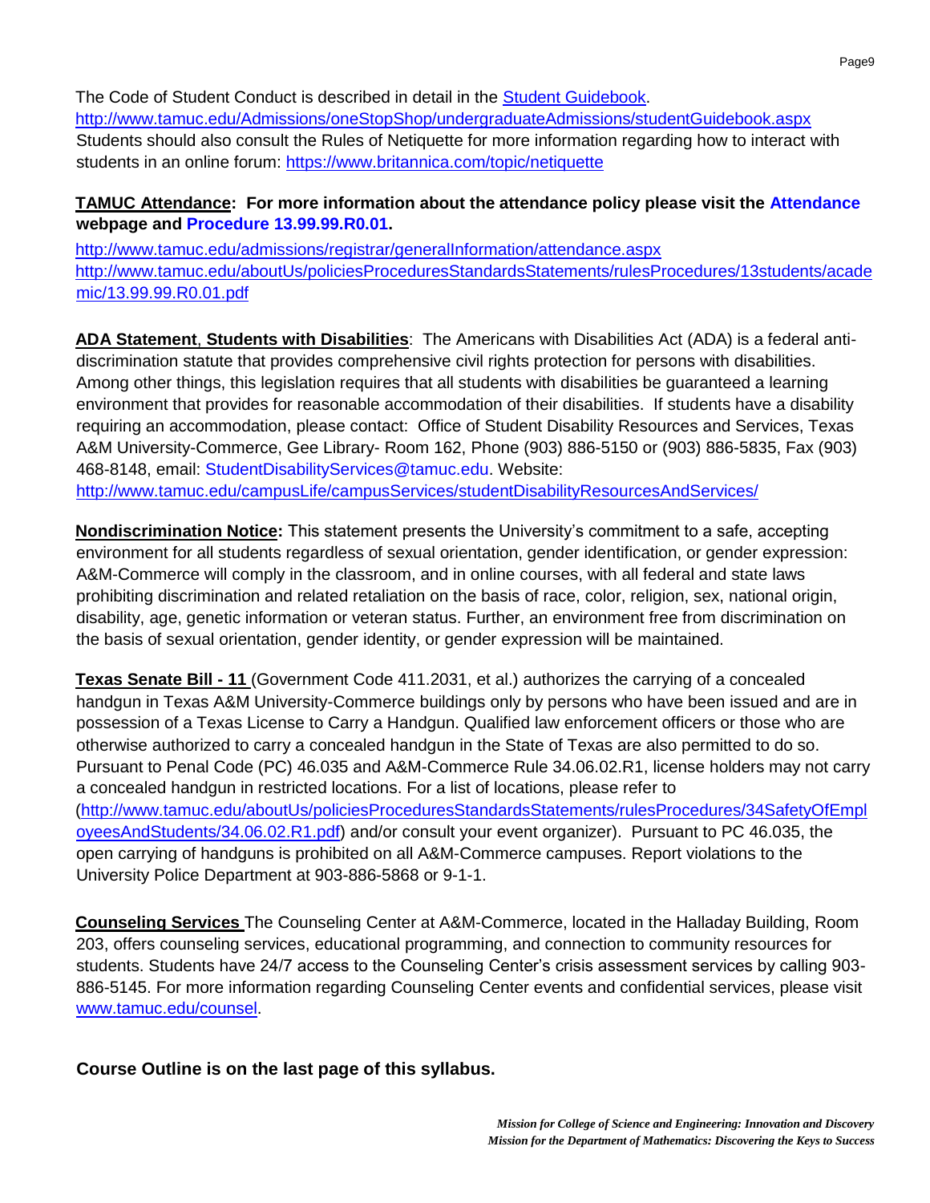The Code of Student Conduct is described in detail in the [Student Guidebook](http://www.tamuc.edu/Admissions/oneStopShop/undergraduateAdmissions/studentGuidebook.aspx).
http://www.tamuc.edu/Admissions/oneStopShop/undergraduateAdmissions/studentGuidebook.aspx
Students should also consult the Rules of Netiquette for more information regarding how to interact with students in an online forum: https://www.britannica.com/topic/netiquette

**TAMUC Attendance: For more information about the attendance policy please visit the Attendance webpage and Procedure 13.99.99.R0.01.**

http://www.tamuc.edu/admissions/registrar/generalInformation/attendance.aspx
http://www.tamuc.edu/aboutUs/policiesProceduresStandardsStatements/rulesProcedures/13students/academic/13.99.99.R0.01.pdf

**ADA Statement, Students with Disabilities**: The Americans with Disabilities Act (ADA) is a federal anti-discrimination statute that provides comprehensive civil rights protection for persons with disabilities. Among other things, this legislation requires that all students with disabilities be guaranteed a learning environment that provides for reasonable accommodation of their disabilities. If students have a disability requiring an accommodation, please contact: Office of Student Disability Resources and Services, Texas A&M University-Commerce, Gee Library- Room 162, Phone (903) 886-5150 or (903) 886-5835, Fax (903) 468-8148, email: StudentDisabilityServices@tamuc.edu. Website:
http://www.tamuc.edu/campusLife/campusServices/studentDisabilityResourcesAndServices/

**Nondiscrimination Notice:** This statement presents the University's commitment to a safe, accepting environment for all students regardless of sexual orientation, gender identification, or gender expression: A&M-Commerce will comply in the classroom, and in online courses, with all federal and state laws prohibiting discrimination and related retaliation on the basis of race, color, religion, sex, national origin, disability, age, genetic information or veteran status. Further, an environment free from discrimination on the basis of sexual orientation, gender identity, or gender expression will be maintained.

**Texas Senate Bill - 11** (Government Code 411.2031, et al.) authorizes the carrying of a concealed handgun in Texas A&M University-Commerce buildings only by persons who have been issued and are in possession of a Texas License to Carry a Handgun. Qualified law enforcement officers or those who are otherwise authorized to carry a concealed handgun in the State of Texas are also permitted to do so. Pursuant to Penal Code (PC) 46.035 and A&M-Commerce Rule 34.06.02.R1, license holders may not carry a concealed handgun in restricted locations. For a list of locations, please refer to (http://www.tamuc.edu/aboutUs/policiesProceduresStandardsStatements/rulesProcedures/34SafetyOfEmployeesAndStudents/34.06.02.R1.pdf) and/or consult your event organizer). Pursuant to PC 46.035, the open carrying of handguns is prohibited on all A&M-Commerce campuses. Report violations to the University Police Department at 903-886-5868 or 9-1-1.

**Counseling Services** The Counseling Center at A&M-Commerce, located in the Halladay Building, Room 203, offers counseling services, educational programming, and connection to community resources for students. Students have 24/7 access to the Counseling Center's crisis assessment services by calling 903-886-5145. For more information regarding Counseling Center events and confidential services, please visit www.tamuc.edu/counsel.

**Course Outline is on the last page of this syllabus.**

*Mission for College of Science and Engineering: Innovation and Discovery*
*Mission for the Department of Mathematics: Discovering the Keys to Success*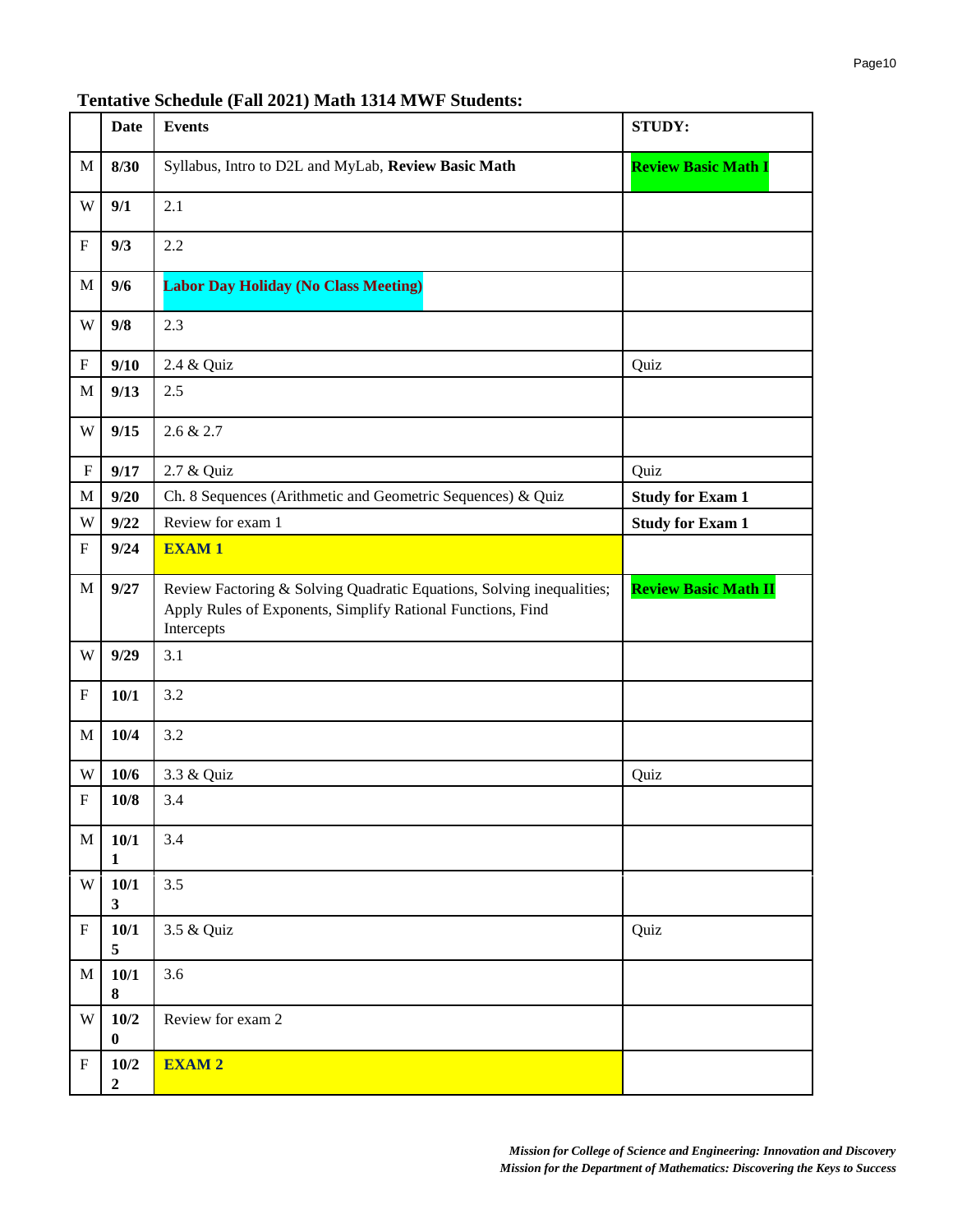**Tentative Schedule (Fall 2021) Math 1314 MWF Students:**

| | Date | Events | STUDY: |
|---|---|---|---|
| M | **8/30** | Syllabus, Intro to D2L and MyLab, **Review Basic Math** | **Review Basic Math I** |
| W | **9/1** | 2.1 | |
| F | **9/3** | 2.2 | |
| M | **9/6** | **Labor Day Holiday (No Class Meeting)** | |
| W | **9/8** | 2.3 | |
| F | **9/10** | 2.4 & Quiz | Quiz |
| M | **9/13** | 2.5 | |
| W | **9/15** | 2.6 & 2.7 | |
| F | **9/17** | 2.7 & Quiz | Quiz |
| M | **9/20** | Ch. 8 Sequences (Arithmetic and Geometric Sequences) & Quiz | **Study for Exam 1** |
| W | **9/22** | Review for exam 1 | **Study for Exam 1** |
| F | **9/24** | **EXAM 1** | |
| M | **9/27** | Review Factoring & Solving Quadratic Equations, Solving inequalities; Apply Rules of Exponents, Simplify Rational Functions, Find Intercepts | **Review Basic Math II** |
| W | **9/29** | 3.1 | |
| F | **10/1** | 3.2 | |
| M | **10/4** | 3.2 | |
| W | **10/6** | 3.3 & Quiz | Quiz |
| F | **10/8** | 3.4 | |
| M | **10/11** | 3.4 | |
| W | **10/13** | 3.5 | |
| F | **10/15** | 3.5 & Quiz | Quiz |
| M | **10/18** | 3.6 | |
| W | **10/20** | Review for exam 2 | |
| F | **10/22** | **EXAM 2** | |

***Mission for College of Science and Engineering: Innovation and Discovery***
***Mission for the Department of Mathematics: Discovering the Keys to Success***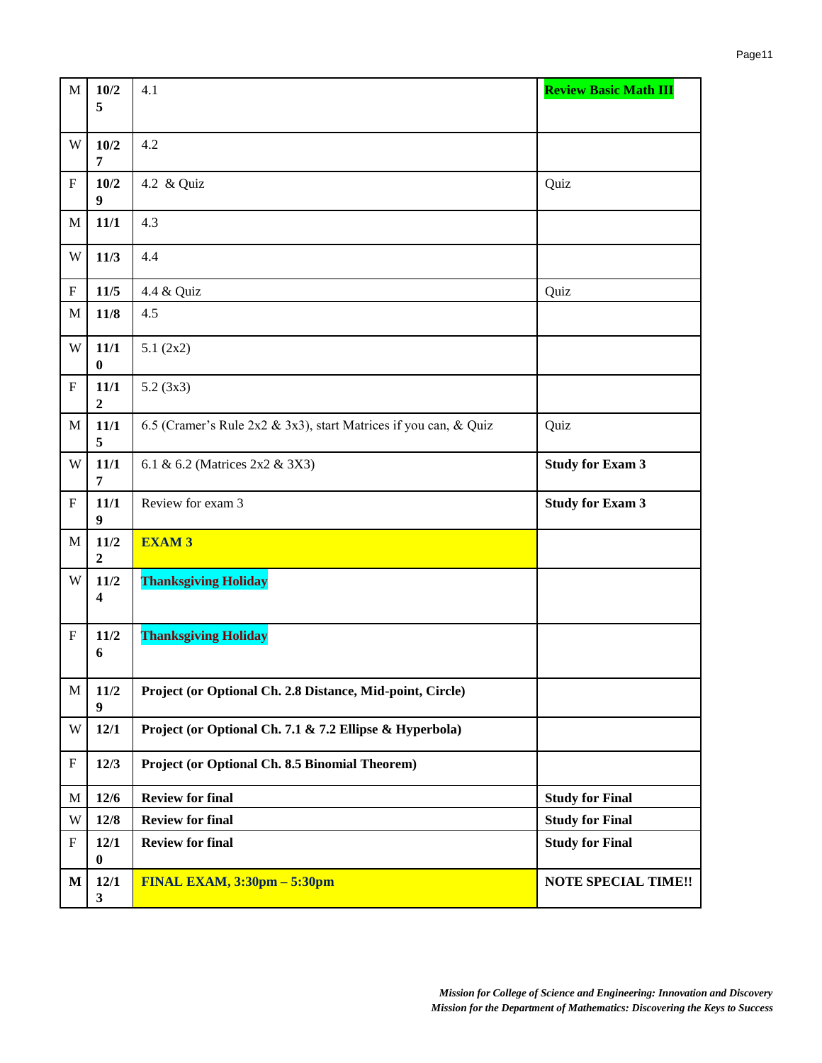| | | | |
|---|---|---|---|
| M | **10/25** | 4.1 | **Review Basic Math III** |
| W | **10/27** | 4.2 | |
| F | **10/29** | 4.2 & Quiz | Quiz |
| M | **11/1** | 4.3 | |
| W | **11/3** | 4.4 | |
| F | **11/5** | 4.4 & Quiz | Quiz |
| M | **11/8** | 4.5 | |
| W | **11/10** | 5.1 (2x2) | |
| F | **11/12** | 5.2 (3x3) | |
| M | **11/15** | 6.5 (Cramer's Rule 2x2 & 3x3), start Matrices if you can, & Quiz | Quiz |
| W | **11/17** | 6.1 & 6.2 (Matrices 2x2 & 3X3) | **Study for Exam 3** |
| F | **11/19** | Review for exam 3 | **Study for Exam 3** |
| M | **11/22** | **EXAM 3** | |
| W | **11/24** | **Thanksgiving Holiday** | |
| F | **11/26** | **Thanksgiving Holiday** | |
| M | **11/29** | **Project (or Optional Ch. 2.8 Distance, Mid-point, Circle)** | |
| W | **12/1** | **Project (or Optional Ch. 7.1 & 7.2 Ellipse & Hyperbola)** | |
| F | **12/3** | **Project (or Optional Ch. 8.5 Binomial Theorem)** | |
| M | **12/6** | **Review for final** | **Study for Final** |
| W | **12/8** | **Review for final** | **Study for Final** |
| F | **12/10** | **Review for final** | **Study for Final** |
| **M** | **12/13** | **FINAL EXAM, 3:30pm – 5:30pm** | **NOTE SPECIAL TIME!!** |

*Mission for College of Science and Engineering: Innovation and Discovery*
*Mission for the Department of Mathematics: Discovering the Keys to Success*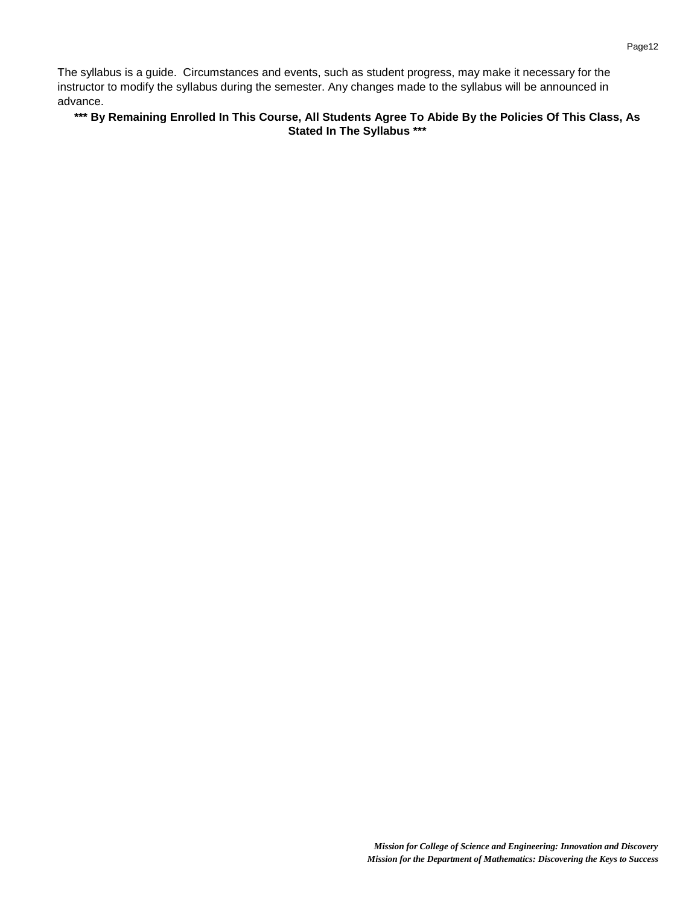The syllabus is a guide. Circumstances and events, such as student progress, may make it necessary for the instructor to modify the syllabus during the semester. Any changes made to the syllabus will be announced in advance.

**\*\*\* By Remaining Enrolled In This Course, All Students Agree To Abide By the Policies Of This Class, As Stated In The Syllabus \*\*\***

***Mission for College of Science and Engineering: Innovation and Discovery***
***Mission for the Department of Mathematics: Discovering the Keys to Success***